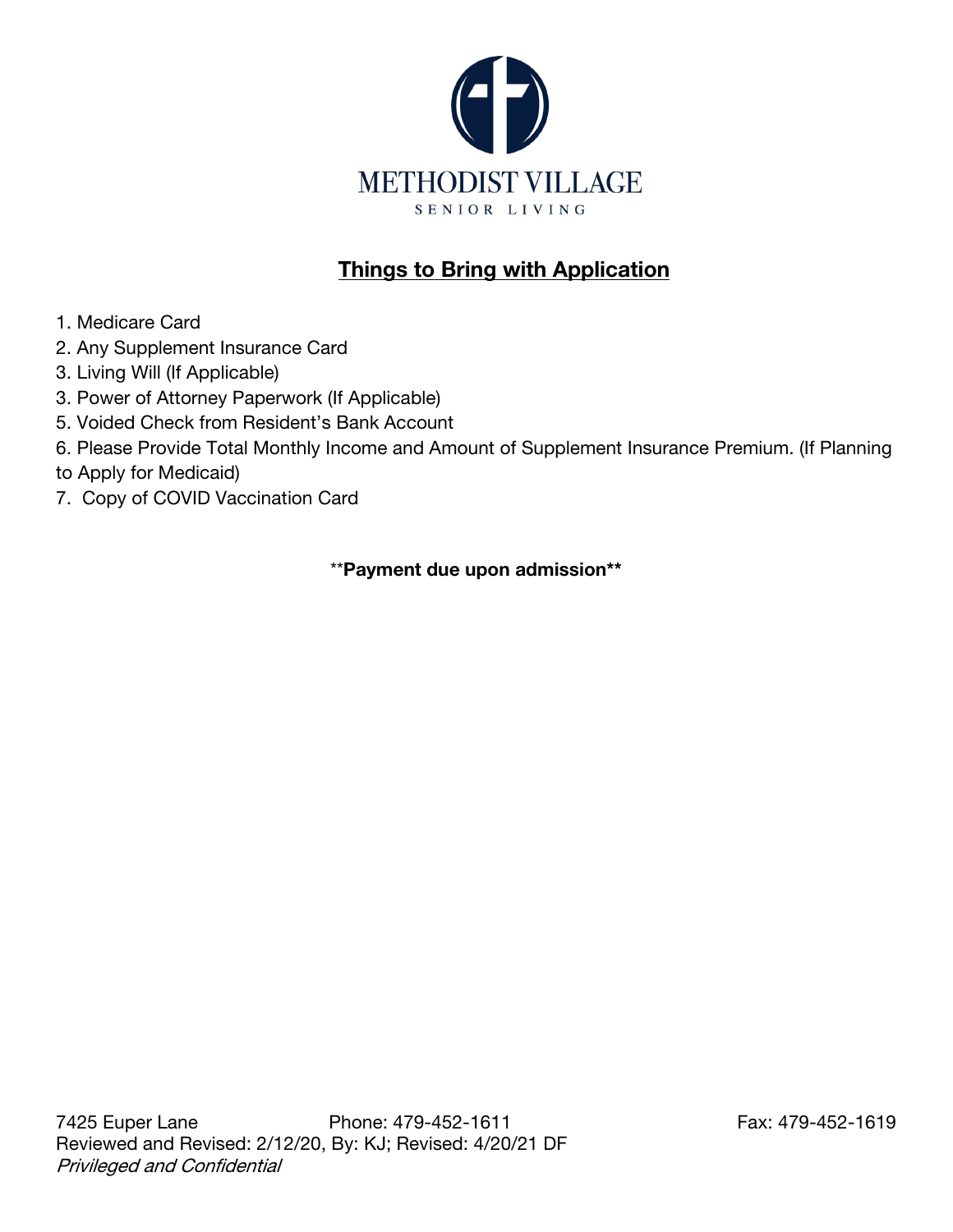METHODIST VILLAGE

SENIOR LIVING

## Things to Bring with Application

1. Medicare Card
2. Any Supplement Insurance Card
3. Living Will (If Applicable)
3. Power of Attorney Paperwork (If Applicable)
5. Voided Check from Resident's Bank Account
6. Please Provide Total Monthly Income and Amount of Supplement Insurance Premium. (If Planning to Apply for Medicaid)
7. Copy of COVID Vaccination Card

**Payment due upon admission**

7425 Euper Lane Phone: 479-452-1611 Fax: 479-452-1619
Reviewed and Revised: 2/12/20, By: KJ; Revised: 4/20/21 DF
*Privileged and Confidential*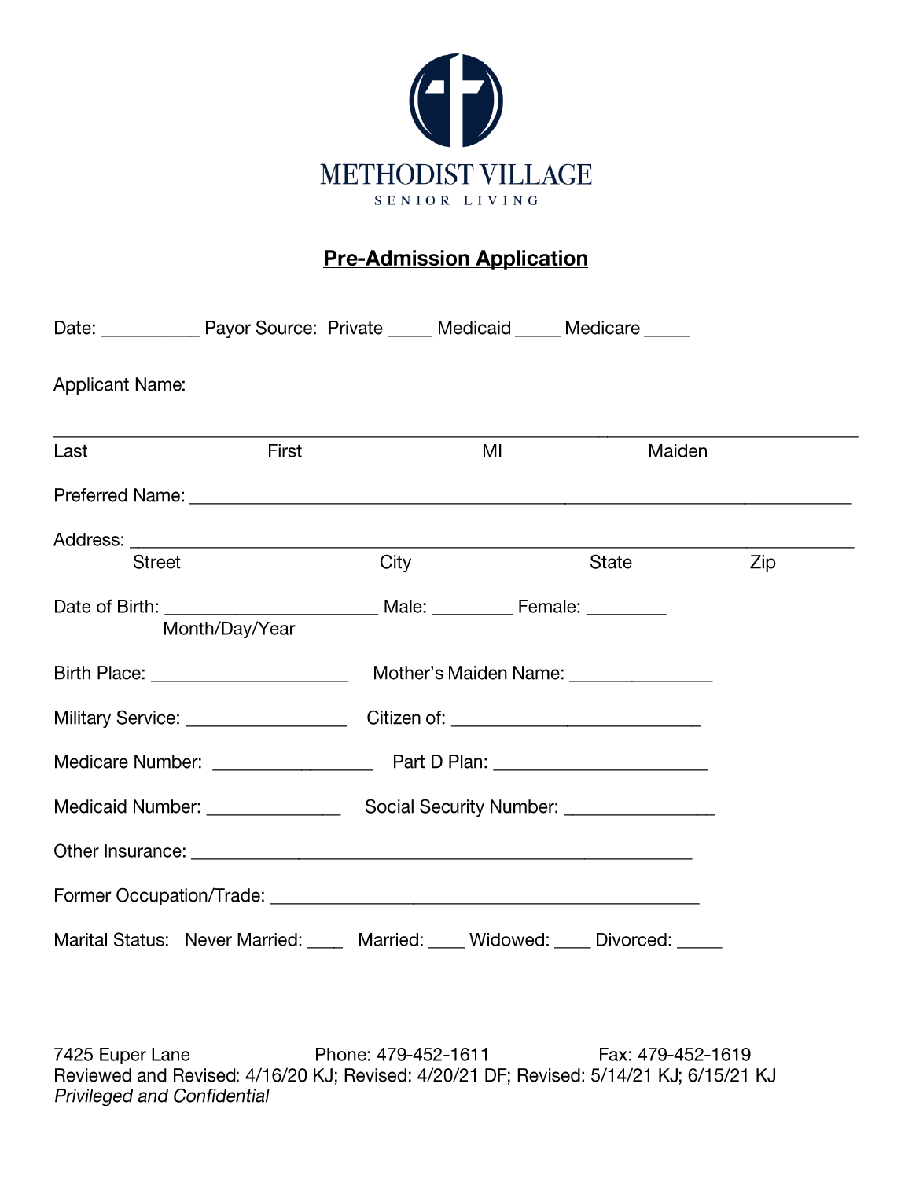METHODIST VILLAGE

SENIOR LIVING

# Pre-Admission Application

Date: __________ Payor Source: Private _____ Medicaid _____ Medicare _____

Applicant Name:

_______________________________________________________________________________

Last First MI Maiden

Preferred Name: ______________________________________________________________

Address: ____________________________________________________________________

Street City State Zip

Date of Birth: ____________________ Male: ________ Female: ________

Month/Day/Year

Birth Place: ___________________ Mother's Maiden Name: ______________

Military Service: ________________ Citizen of: _________________________

Medicare Number: ________________ Part D Plan: _____________________

Medicaid Number: ______________ Social Security Number: _______________

Other Insurance: ________________________________________________

Former Occupation/Trade: ________________________________________

Marital Status: Never Married: ____ Married: ____ Widowed: ____ Divorced: _____

7425 Euper Lane Phone: 479-452-1611 Fax: 479-452-1619

Reviewed and Revised: 4/16/20 KJ; Revised: 4/20/21 DF; Revised: 5/14/21 KJ; 6/15/21 KJ

*Privileged and Confidential*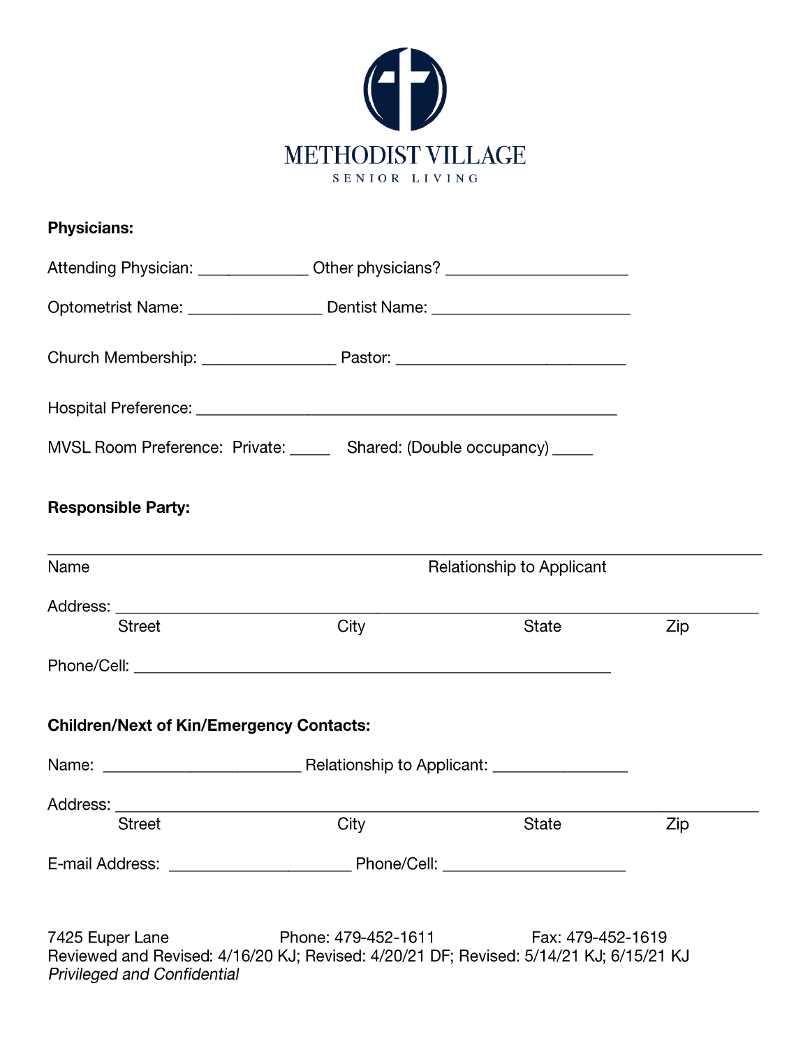# METHODIST VILLAGE

SENIOR LIVING

**Physicians:**

Attending Physician: _____________ Other physicians? ______________________

Optometrist Name: ________________ Dentist Name: ________________________

Church Membership: ________________ Pastor: ___________________________

Hospital Preference: ___________________________________________________

MVSL Room Preference: Private: _____ Shared: (Double occupancy) _____

**Responsible Party:**

______________________________________________________________________

Name Relationship to Applicant

Address: ______________________________________________________________

Street City State Zip

Phone/Cell: _________________________________________________________

**Children/Next of Kin/Emergency Contacts:**

Name: _______________________ Relationship to Applicant: ________________

Address: ______________________________________________________________

Street City State Zip

E-mail Address: ______________________ Phone/Cell: ______________________

7425 Euper Lane Phone: 479-452-1611 Fax: 479-452-1619

Reviewed and Revised: 4/16/20 KJ; Revised: 4/20/21 DF; Revised: 5/14/21 KJ; 6/15/21 KJ

*Privileged and Confidential*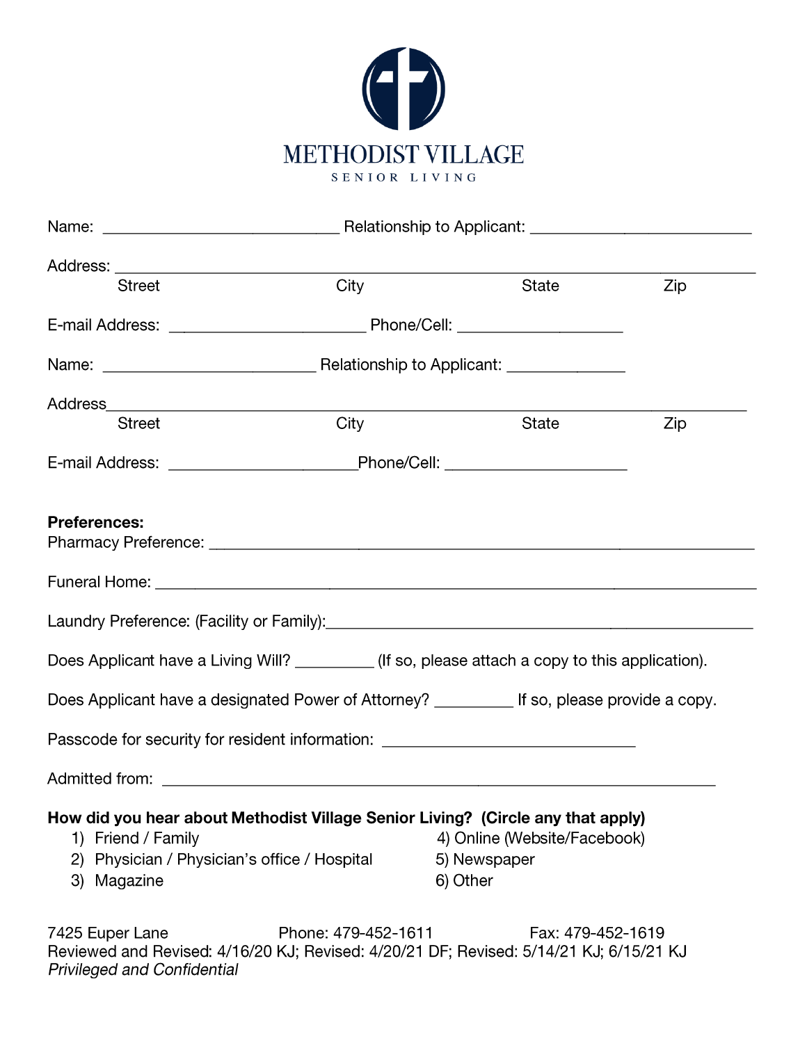# METHODIST VILLAGE

SENIOR LIVING

Name: ____________________________ Relationship to Applicant: __________________________

Address: ___________________________________________________________________________

Street City State Zip

E-mail Address: _______________________ Phone/Cell: ___________________

Name: _________________________ Relationship to Applicant: ______________

Address___________________________________________________________________________

Street City State Zip

E-mail Address: ______________________Phone/Cell: _____________________

**Preferences:**

Pharmacy Preference: ____________________________________________________________

Funeral Home: _______________________________________________________________________

Laundry Preference: (Facility or Family):__________________________________________________

Does Applicant have a Living Will? _________ (If so, please attach a copy to this application).

Does Applicant have a designated Power of Attorney? _________ If so, please provide a copy.

Passcode for security for resident information: ______________________________

Admitted from: __________________________________________________________________

**How did you hear about Methodist Village Senior Living? (Circle any that apply)**

1) Friend / Family
2) Physician / Physician's office / Hospital
3) Magazine
4) Online (Website/Facebook)
5) Newspaper
6) Other

7425 Euper Lane Phone: 479-452-1611 Fax: 479-452-1619

Reviewed and Revised: 4/16/20 KJ; Revised: 4/20/21 DF; Revised: 5/14/21 KJ; 6/15/21 KJ

*Privileged and Confidential*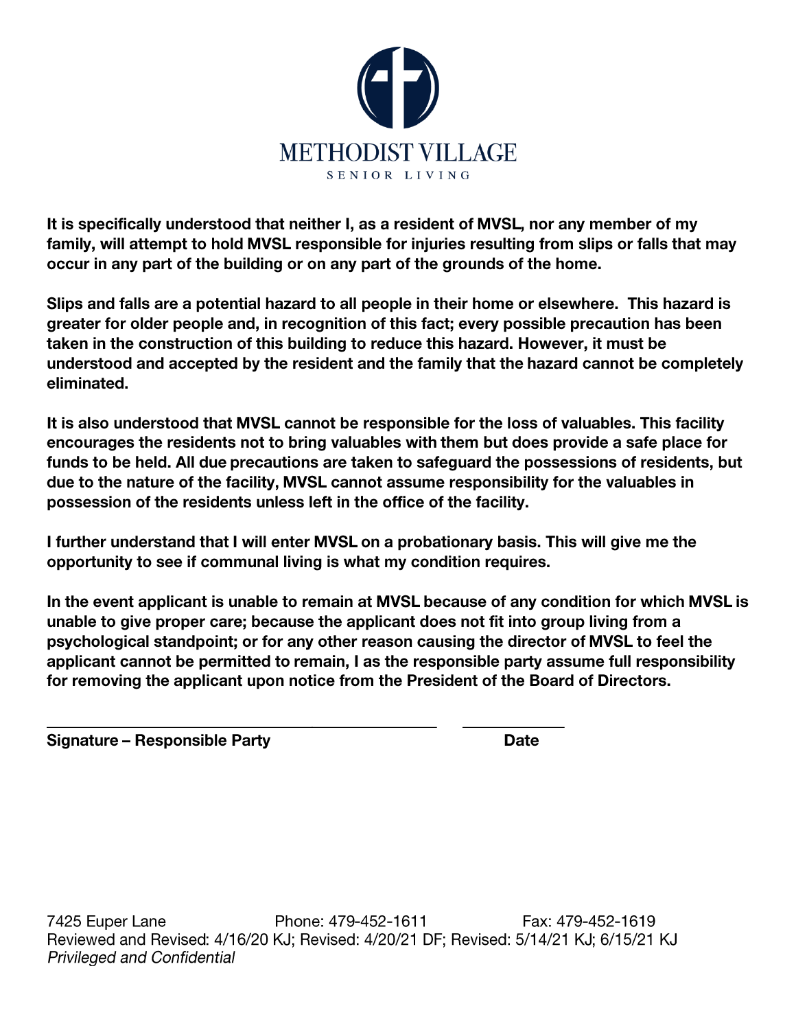# METHODIST VILLAGE

SENIOR LIVING

**It is specifically understood that neither I, as a resident of MVSL, nor any member of my family, will attempt to hold MVSL responsible for injuries resulting from slips or falls that may occur in any part of the building or on any part of the grounds of the home.**

**Slips and falls are a potential hazard to all people in their home or elsewhere. This hazard is greater for older people and, in recognition of this fact; every possible precaution has been taken in the construction of this building to reduce this hazard. However, it must be understood and accepted by the resident and the family that the hazard cannot be completely eliminated.**

**It is also understood that MVSL cannot be responsible for the loss of valuables. This facility encourages the residents not to bring valuables with them but does provide a safe place for funds to be held. All due precautions are taken to safeguard the possessions of residents, but due to the nature of the facility, MVSL cannot assume responsibility for the valuables in possession of the residents unless left in the office of the facility.**

**I further understand that I will enter MVSL on a probationary basis. This will give me the opportunity to see if communal living is what my condition requires.**

**In the event applicant is unable to remain at MVSL because of any condition for which MVSL is unable to give proper care; because the applicant does not fit into group living from a psychological standpoint; or for any other reason causing the director of MVSL to feel the applicant cannot be permitted to remain, I as the responsible party assume full responsibility for removing the applicant upon notice from the President of the Board of Directors.**

\_\_\_\_\_\_\_\_\_\_\_\_\_\_\_\_\_\_\_\_\_\_\_\_\_\_\_\_\_\_\_\_\_\_\_\_\_\_\_\_\_\_ \_\_\_\_\_\_\_\_\_\_\_\_

**Signature – Responsible Party** **Date**

7425 Euper Lane Phone: 479-452-1611 Fax: 479-452-1619
Reviewed and Revised: 4/16/20 KJ; Revised: 4/20/21 DF; Revised: 5/14/21 KJ; 6/15/21 KJ
*Privileged and Confidential*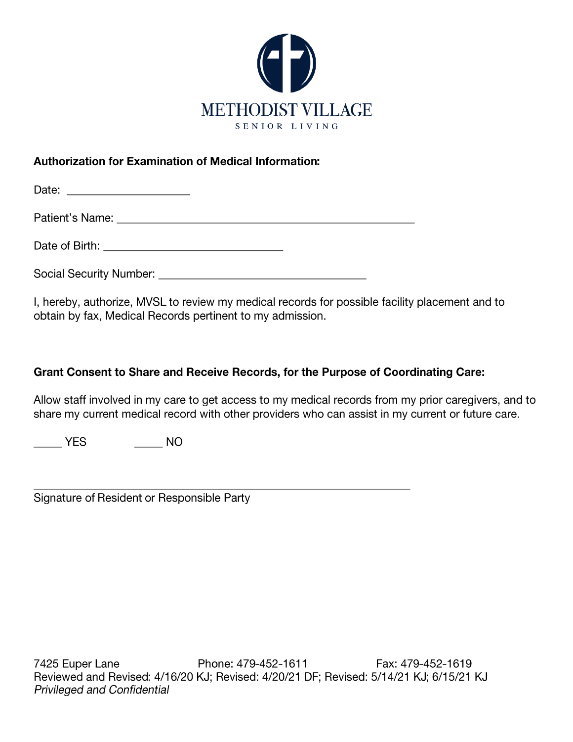METHODIST VILLAGE

SENIOR LIVING

**Authorization for Examination of Medical Information:**

Date: ____________________

Patient's Name: ________________________________________________

Date of Birth: _____________________________

Social Security Number: _________________________________

I, hereby, authorize, MVSL to review my medical records for possible facility placement and to obtain by fax, Medical Records pertinent to my admission.

**Grant Consent to Share and Receive Records, for the Purpose of Coordinating Care:**

Allow staff involved in my care to get access to my medical records from my prior caregivers, and to share my current medical record with other providers who can assist in my current or future care.

_____ YES _____ NO

____________________________________________________________
Signature of Resident or Responsible Party

7425 Euper Lane Phone: 479-452-1611 Fax: 479-452-1619
Reviewed and Revised: 4/16/20 KJ; Revised: 4/20/21 DF; Revised: 5/14/21 KJ; 6/15/21 KJ
*Privileged and Confidential*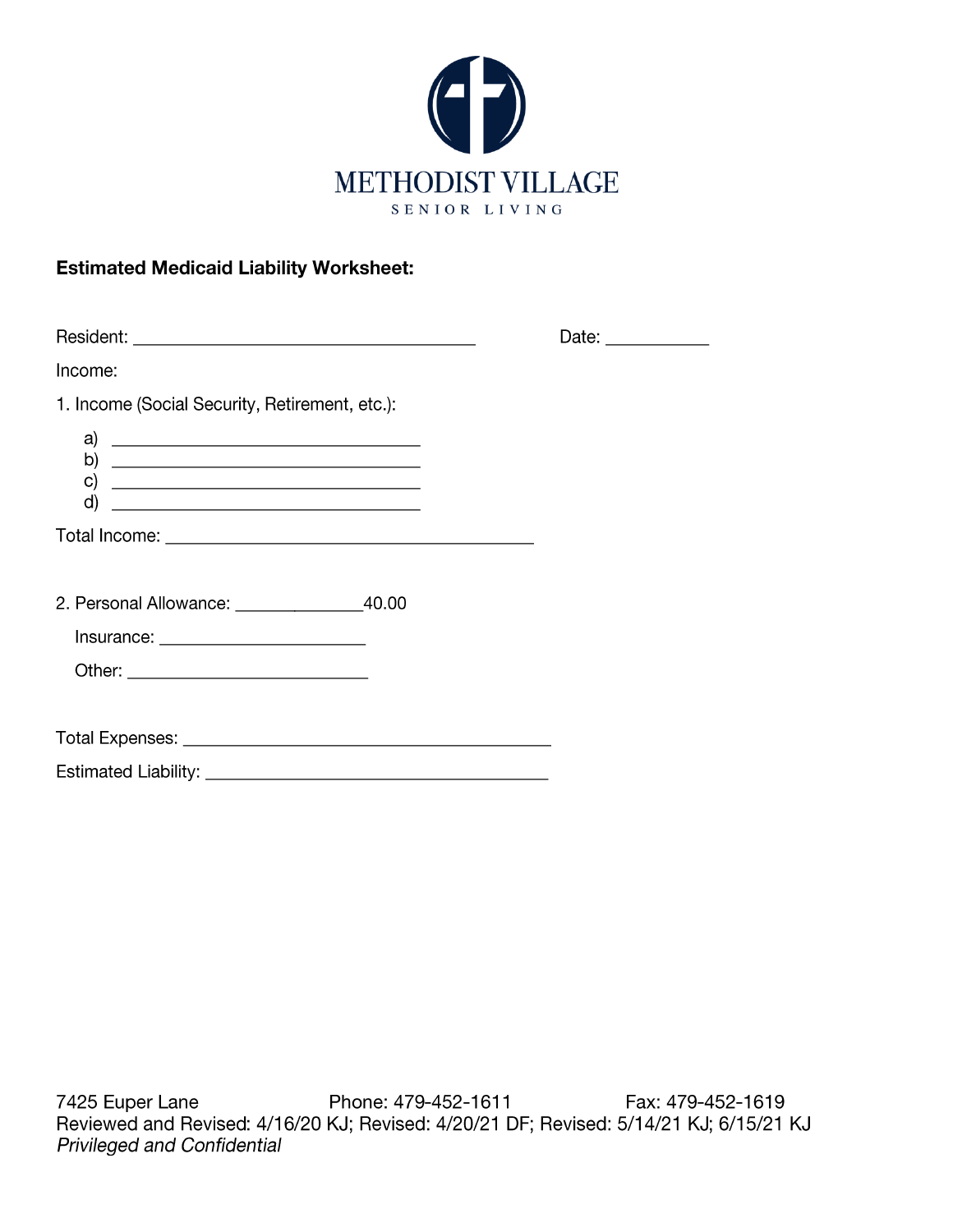METHODIST VILLAGE

SENIOR LIVING

**Estimated Medicaid Liability Worksheet:**

Resident: ______________________________________ Date: ___________

Income:

1. Income (Social Security, Retirement, etc.):

   a) __________________________________
   b) __________________________________
   c) __________________________________
   d) __________________________________

Total Income: ________________________________________

2. Personal Allowance: ______________40.00

   Insurance: ______________________

   Other: __________________________

Total Expenses: ________________________________________

Estimated Liability: ______________________________________

7425 Euper Lane Phone: 479-452-1611 Fax: 479-452-1619

Reviewed and Revised: 4/16/20 KJ; Revised: 4/20/21 DF; Revised: 5/14/21 KJ; 6/15/21 KJ

*Privileged and Confidential*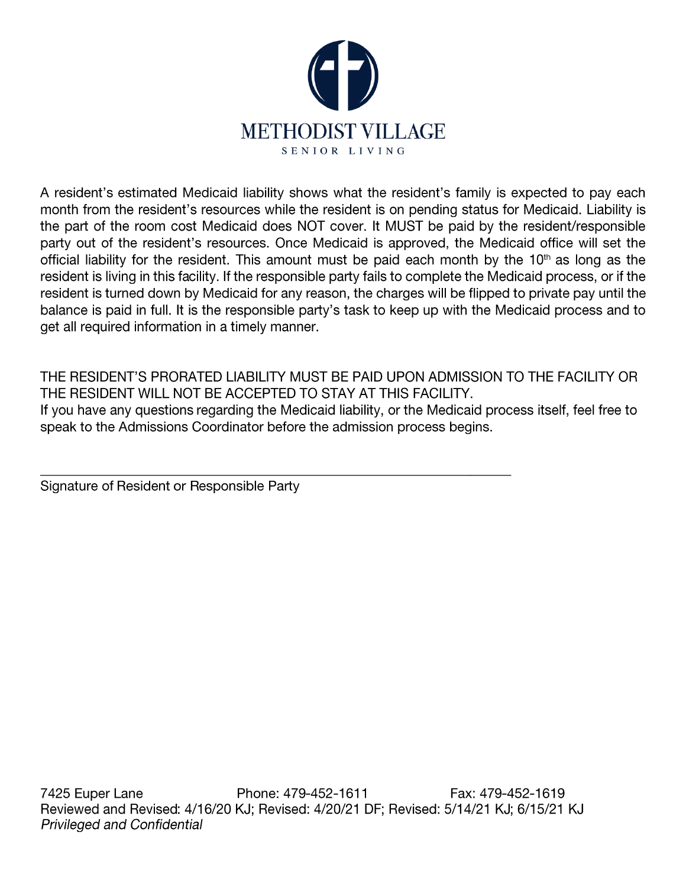# METHODIST VILLAGE

SENIOR LIVING

A resident's estimated Medicaid liability shows what the resident's family is expected to pay each month from the resident's resources while the resident is on pending status for Medicaid. Liability is the part of the room cost Medicaid does NOT cover. It MUST be paid by the resident/responsible party out of the resident's resources. Once Medicaid is approved, the Medicaid office will set the official liability for the resident. This amount must be paid each month by the 10th as long as the resident is living in this facility. If the responsible party fails to complete the Medicaid process, or if the resident is turned down by Medicaid for any reason, the charges will be flipped to private pay until the balance is paid in full. It is the responsible party's task to keep up with the Medicaid process and to get all required information in a timely manner.

THE RESIDENT'S PRORATED LIABILITY MUST BE PAID UPON ADMISSION TO THE FACILITY OR THE RESIDENT WILL NOT BE ACCEPTED TO STAY AT THIS FACILITY.
If you have any questions regarding the Medicaid liability, or the Medicaid process itself, feel free to speak to the Admissions Coordinator before the admission process begins.

_______________________________________________________________

Signature of Resident or Responsible Party

7425 Euper Lane Phone: 479-452-1611 Fax: 479-452-1619
Reviewed and Revised: 4/16/20 KJ; Revised: 4/20/21 DF; Revised: 5/14/21 KJ; 6/15/21 KJ
*Privileged and Confidential*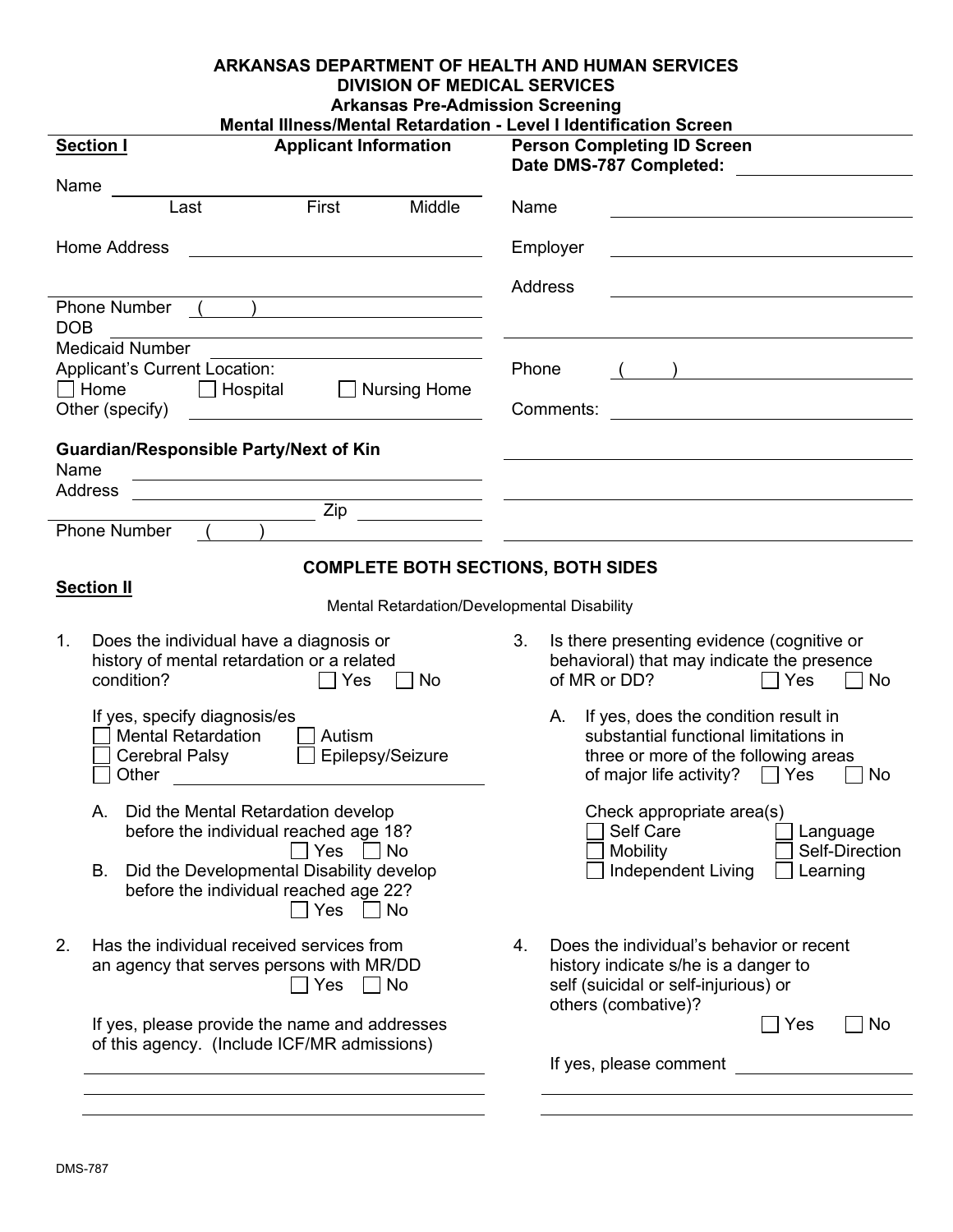**ARKANSAS DEPARTMENT OF HEALTH AND HUMAN SERVICES**
**DIVISION OF MEDICAL SERVICES**
**Arkansas Pre-Admission Screening**
**Mental Illness/Mental Retardation - Level I Identification Screen**

**Section I** — **Applicant Information**

Name ______________________
Last First Middle

Home Address ______________________

______________________

Phone Number ( ) ______________________

DOB ______________________

Medicaid Number ______________________

Applicant's Current Location:

☐ Home ☐ Hospital ☐ Nursing Home

Other (specify) ______________________

**Guardian/Responsible Party/Next of Kin**

Name ______________________

Address ______________________

Zip ______________________

Phone Number ( ) ______________________

**Person Completing ID Screen**
**Date DMS-787 Completed:** ______________________

Name ______________________

Employer ______________________

Address ______________________

______________________

Phone ( ) ______________________

Comments: ______________________

______________________

______________________

______________________

**COMPLETE BOTH SECTIONS, BOTH SIDES**

**Section II**

Mental Retardation/Developmental Disability

1. Does the individual have a diagnosis or history of mental retardation or a related condition? ☐ Yes ☐ No

   If yes, specify diagnosis/es

   ☐ Mental Retardation ☐ Autism
   ☐ Cerebral Palsy ☐ Epilepsy/Seizure
   ☐ Other ______________________

   A. Did the Mental Retardation develop before the individual reached age 18? ☐ Yes ☐ No

   B. Did the Developmental Disability develop before the individual reached age 22? ☐ Yes ☐ No

2. Has the individual received services from an agency that serves persons with MR/DD ☐ Yes ☐ No

   If yes, please provide the name and addresses of this agency. (Include ICF/MR admissions)

   ______________________

   ______________________

   ______________________

3. Is there presenting evidence (cognitive or behavioral) that may indicate the presence of MR or DD? ☐ Yes ☐ No

   A. If yes, does the condition result in substantial functional limitations in three or more of the following areas of major life activity? ☐ Yes ☐ No

   Check appropriate area(s)

   ☐ Self Care ☐ Language
   ☐ Mobility ☐ Self-Direction
   ☐ Independent Living ☐ Learning

4. Does the individual's behavior or recent history indicate s/he is a danger to self (suicidal or self-injurious) or others (combative)? ☐ Yes ☐ No

   If yes, please comment ______________________

   ______________________

   ______________________

DMS-787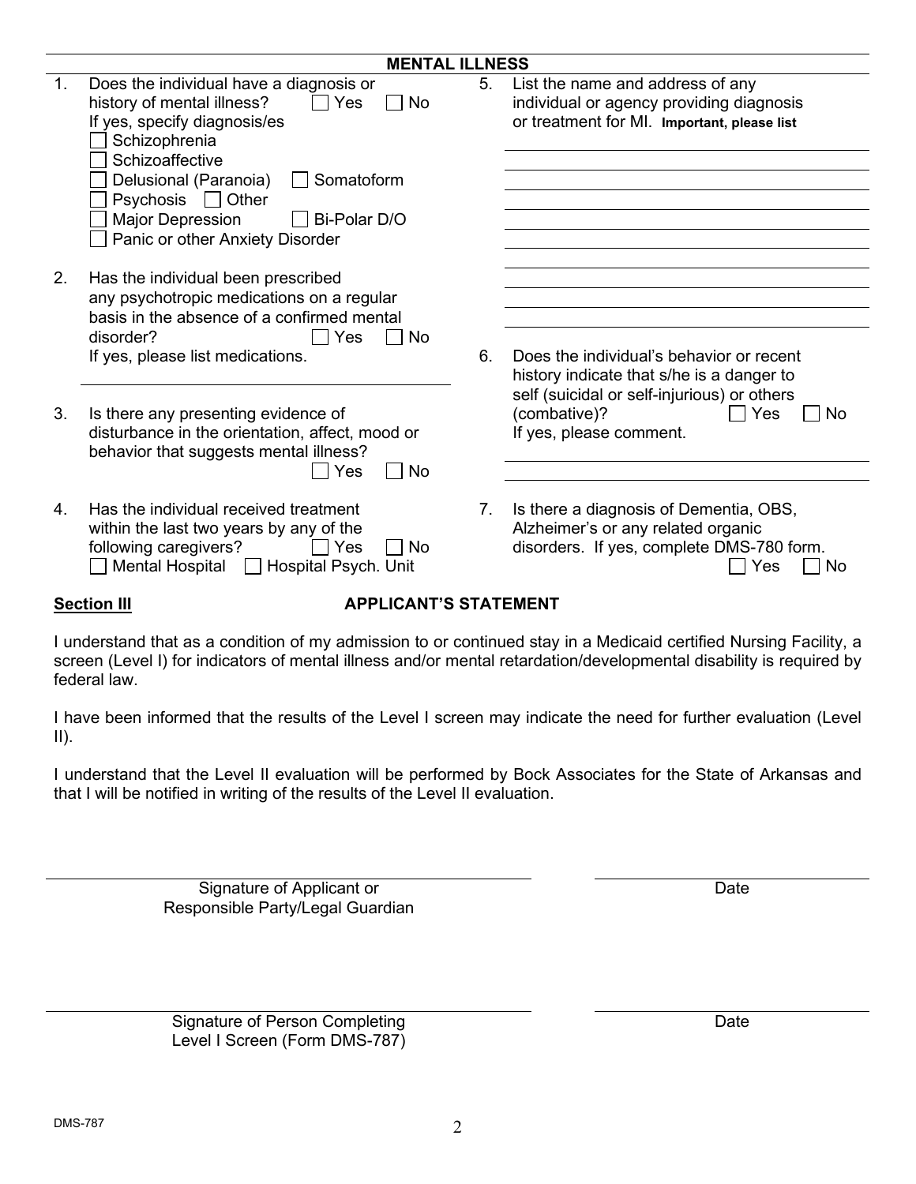## MENTAL ILLNESS

1. Does the individual have a diagnosis or history of mental illness? ☐ Yes ☐ No
   If yes, specify diagnosis/es
   - ☐ Schizophrenia
   - ☐ Schizoaffective
   - ☐ Delusional (Paranoia) ☐ Somatoform
   - ☐ Psychosis ☐ Other
   - ☐ Major Depression ☐ Bi-Polar D/O
   - ☐ Panic or other Anxiety Disorder

2. Has the individual been prescribed any psychotropic medications on a regular basis in the absence of a confirmed mental disorder? ☐ Yes ☐ No
   If yes, please list medications.

   ______________________________

3. Is there any presenting evidence of disturbance in the orientation, affect, mood or behavior that suggests mental illness? ☐ Yes ☐ No

4. Has the individual received treatment within the last two years by any of the following caregivers? ☐ Yes ☐ No
   ☐ Mental Hospital ☐ Hospital Psych. Unit

5. List the name and address of any individual or agency providing diagnosis or treatment for MI. **Important, please list**

   ______________________________
   ______________________________
   ______________________________
   ______________________________
   ______________________________
   ______________________________
   ______________________________
   ______________________________
   ______________________________
   ______________________________

6. Does the individual's behavior or recent history indicate that s/he is a danger to self (suicidal or self-injurious) or others (combative)? ☐ Yes ☐ No
   If yes, please comment.

   ______________________________
   ______________________________

7. Is there a diagnosis of Dementia, OBS, Alzheimer's or any related organic disorders. If yes, complete DMS-780 form. ☐ Yes ☐ No

## Section III APPLICANT'S STATEMENT

I understand that as a condition of my admission to or continued stay in a Medicaid certified Nursing Facility, a screen (Level I) for indicators of mental illness and/or mental retardation/developmental disability is required by federal law.

I have been informed that the results of the Level I screen may indicate the need for further evaluation (Level II).

I understand that the Level II evaluation will be performed by Bock Associates for the State of Arkansas and that I will be notified in writing of the results of the Level II evaluation.

______________________________ ______________________________
Signature of Applicant or Responsible Party/Legal Guardian    Date

______________________________ ______________________________
Signature of Person Completing Level I Screen (Form DMS-787)    Date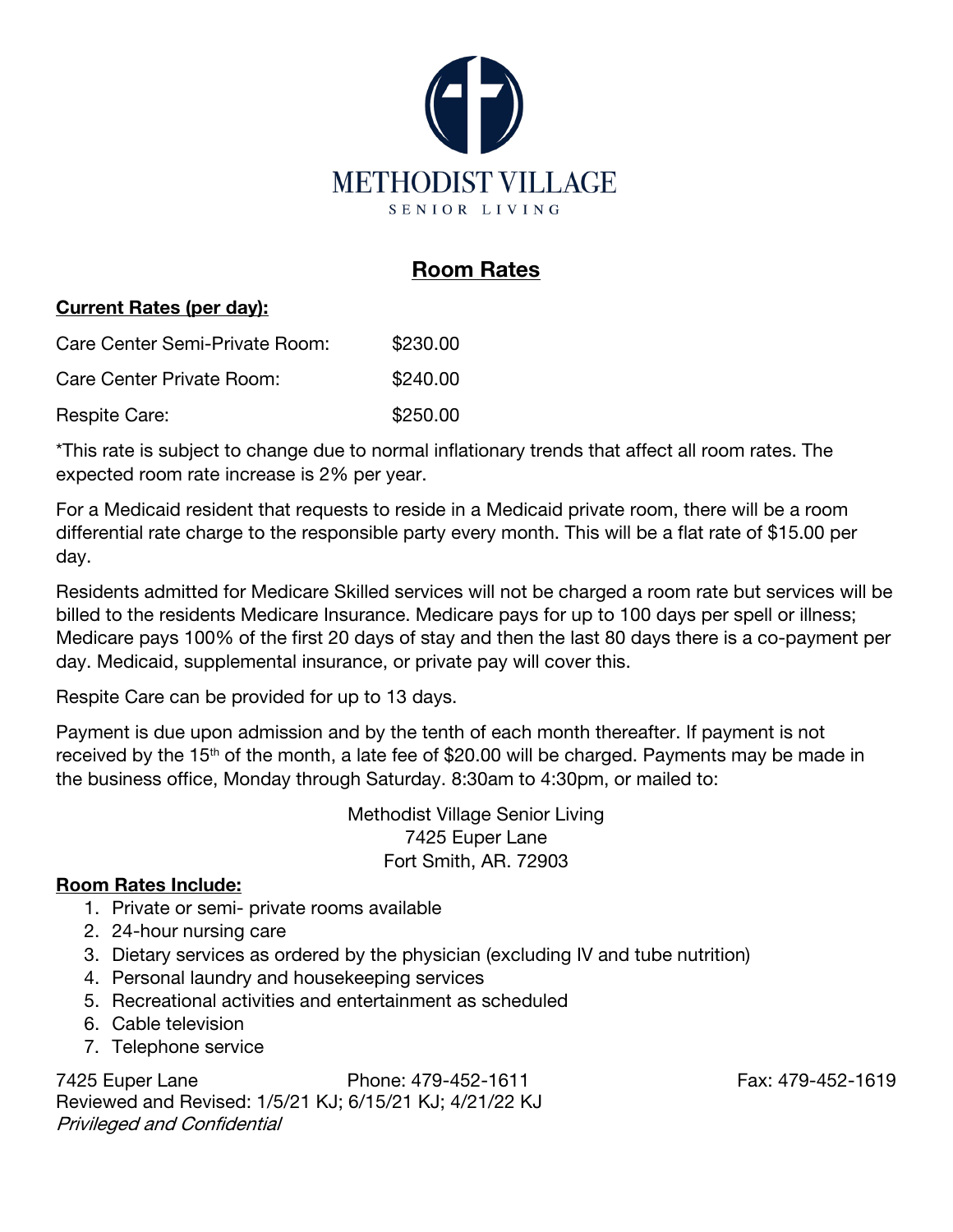METHODIST VILLAGE

SENIOR LIVING

# Room Rates

**Current Rates (per day):**

| | |
|---|---|
| Care Center Semi-Private Room: | $230.00 |
| Care Center Private Room: | $240.00 |
| Respite Care: | $250.00 |

*This rate is subject to change due to normal inflationary trends that affect all room rates. The expected room rate increase is 2% per year.

For a Medicaid resident that requests to reside in a Medicaid private room, there will be a room differential rate charge to the responsible party every month. This will be a flat rate of $15.00 per day.

Residents admitted for Medicare Skilled services will not be charged a room rate but services will be billed to the residents Medicare Insurance. Medicare pays for up to 100 days per spell or illness; Medicare pays 100% of the first 20 days of stay and then the last 80 days there is a co-payment per day. Medicaid, supplemental insurance, or private pay will cover this.

Respite Care can be provided for up to 13 days.

Payment is due upon admission and by the tenth of each month thereafter. If payment is not received by the 15th of the month, a late fee of $20.00 will be charged. Payments may be made in the business office, Monday through Saturday. 8:30am to 4:30pm, or mailed to:

Methodist Village Senior Living
7425 Euper Lane
Fort Smith, AR. 72903

**Room Rates Include:**

1. Private or semi- private rooms available
2. 24-hour nursing care
3. Dietary services as ordered by the physician (excluding IV and tube nutrition)
4. Personal laundry and housekeeping services
5. Recreational activities and entertainment as scheduled
6. Cable television
7. Telephone service

7425 Euper Lane Phone: 479-452-1611 Fax: 479-452-1619
Reviewed and Revised: 1/5/21 KJ; 6/15/21 KJ; 4/21/22 KJ
*Privileged and Confidential*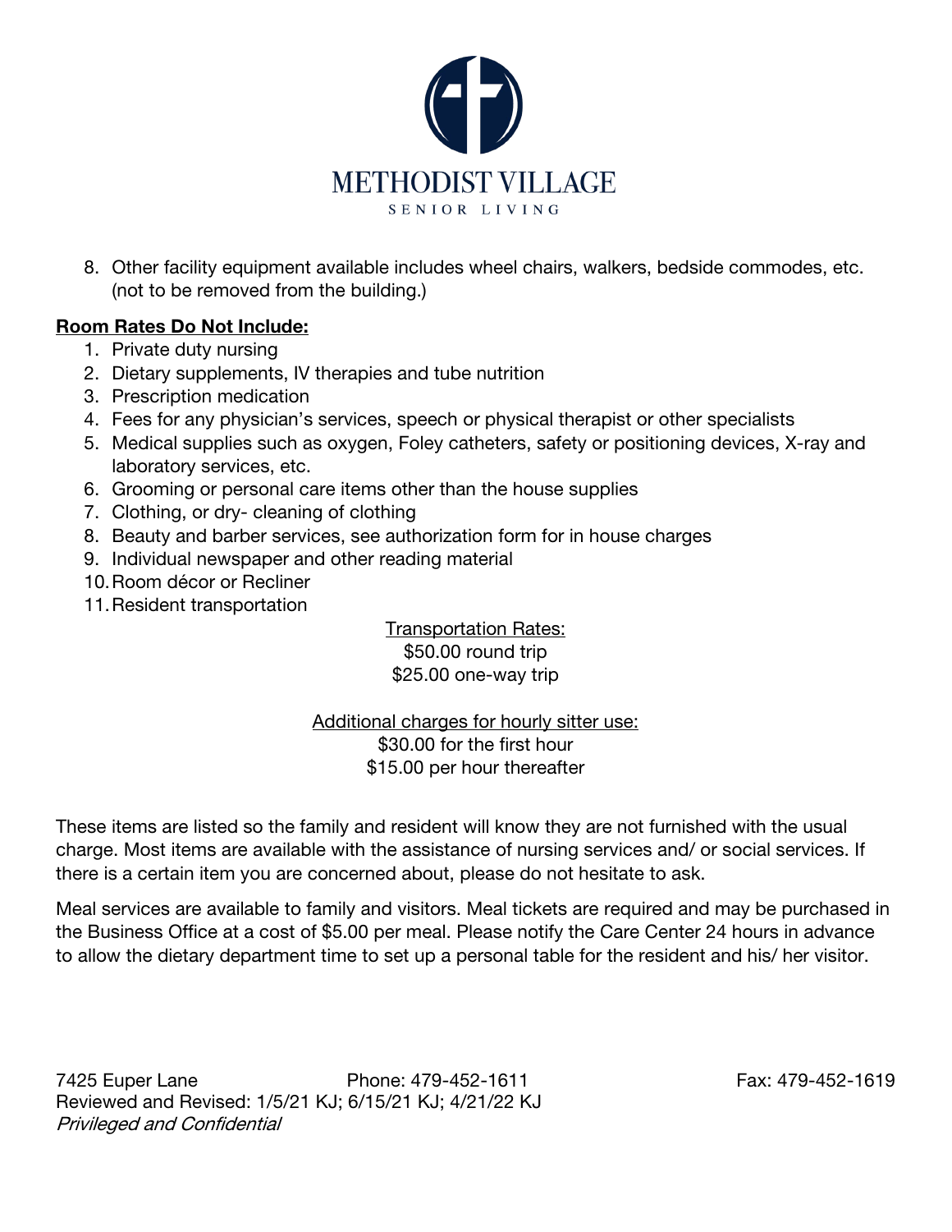8. Other facility equipment available includes wheel chairs, walkers, bedside commodes, etc. (not to be removed from the building.)

**Room Rates Do Not Include:**

1. Private duty nursing
2. Dietary supplements, IV therapies and tube nutrition
3. Prescription medication
4. Fees for any physician's services, speech or physical therapist or other specialists
5. Medical supplies such as oxygen, Foley catheters, safety or positioning devices, X-ray and laboratory services, etc.
6. Grooming or personal care items other than the house supplies
7. Clothing, or dry- cleaning of clothing
8. Beauty and barber services, see authorization form for in house charges
9. Individual newspaper and other reading material
10. Room décor or Recliner
11. Resident transportation

Transportation Rates:
$50.00 round trip
$25.00 one-way trip

Additional charges for hourly sitter use:
$30.00 for the first hour
$15.00 per hour thereafter

These items are listed so the family and resident will know they are not furnished with the usual charge. Most items are available with the assistance of nursing services and/ or social services. If there is a certain item you are concerned about, please do not hesitate to ask.

Meal services are available to family and visitors. Meal tickets are required and may be purchased in the Business Office at a cost of $5.00 per meal. Please notify the Care Center 24 hours in advance to allow the dietary department time to set up a personal table for the resident and his/ her visitor.

7425 Euper Lane Phone: 479-452-1611 Fax: 479-452-1619
Reviewed and Revised: 1/5/21 KJ; 6/15/21 KJ; 4/21/22 KJ
*Privileged and Confidential*